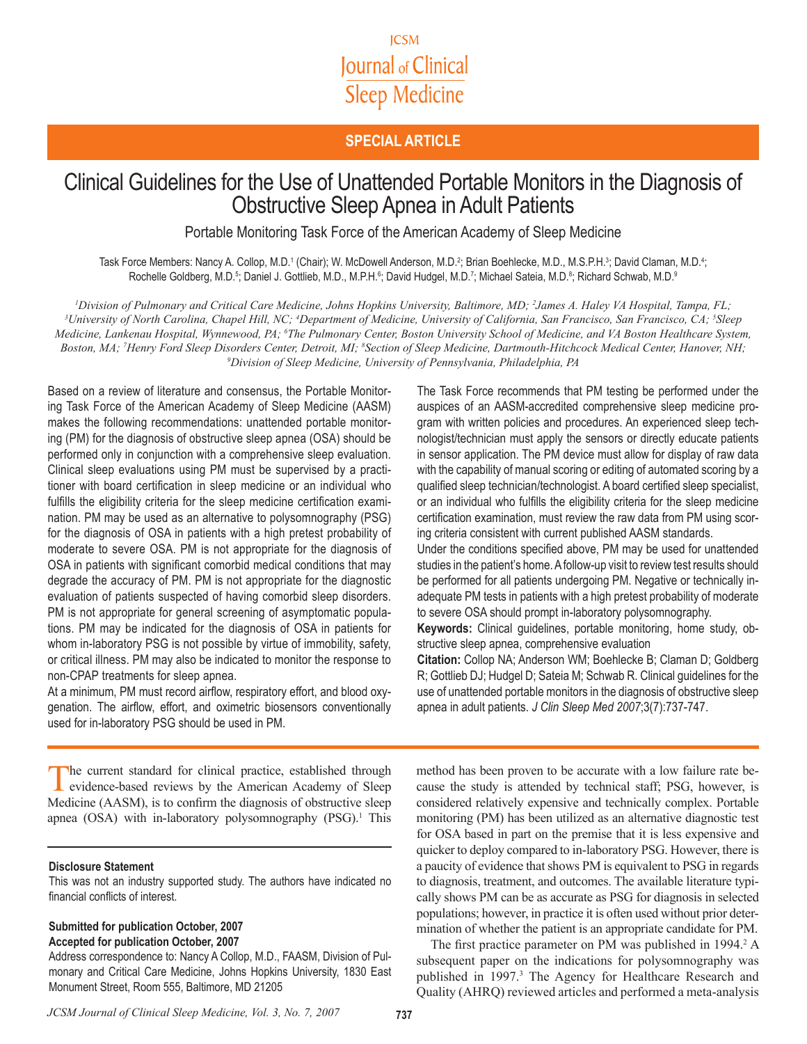JCSM Journal of Clinical Sleep Medicine

**SPECIAL ARTICLE**

# Clinical Guidelines for the Use of Unattended Portable Monitors in the Diagnosis of Obstructive Sleep Apnea in Adult Patients

Portable Monitoring Task Force of the American Academy of Sleep Medicine

Task Force Members: Nancy A. Collop, M.D.[1] (Chair); W. McDowell Anderson, M.D.[2]; Brian Boehlecke, M.D., M.S.P.H.[3]; David Claman, M.D.[4]; Rochelle Goldberg, M.D.[5]; Daniel J. Gottlieb, M.D., M.P.H.[6]; David Hudgel, M.D.[7]; Michael Sateia, M.D.[8]; Richard Schwab, M.D.[9]

*[1]Division of Pulmonary and Critical Care Medicine, Johns Hopkins University, Baltimore, MD; [2]James A. Haley VA Hospital, Tampa, FL; [3]University of North Carolina, Chapel Hill, NC; [4]Department of Medicine, University of California, San Francisco, San Francisco, CA; [5]Sleep Medicine, Lankenau Hospital, Wynnewood, PA; [6]The Pulmonary Center, Boston University School of Medicine, and VA Boston Healthcare System, Boston, MA; [7]Henry Ford Sleep Disorders Center, Detroit, MI; [8]Section of Sleep Medicine, Dartmouth-Hitchcock Medical Center, Hanover, NH; [9]Division of Sleep Medicine, University of Pennsylvania, Philadelphia, PA*

Based on a review of literature and consensus, the Portable Monitoring Task Force of the American Academy of Sleep Medicine (AASM) makes the following recommendations: unattended portable monitoring (PM) for the diagnosis of obstructive sleep apnea (OSA) should be performed only in conjunction with a comprehensive sleep evaluation. Clinical sleep evaluations using PM must be supervised by a practitioner with board certification in sleep medicine or an individual who fulfills the eligibility criteria for the sleep medicine certification examination. PM may be used as an alternative to polysomnography (PSG) for the diagnosis of OSA in patients with a high pretest probability of moderate to severe OSA. PM is not appropriate for the diagnosis of OSA in patients with significant comorbid medical conditions that may degrade the accuracy of PM. PM is not appropriate for the diagnostic evaluation of patients suspected of having comorbid sleep disorders. PM is not appropriate for general screening of asymptomatic populations. PM may be indicated for the diagnosis of OSA in patients for whom in-laboratory PSG is not possible by virtue of immobility, safety, or critical illness. PM may also be indicated to monitor the response to non-CPAP treatments for sleep apnea.

At a minimum, PM must record airflow, respiratory effort, and blood oxygenation. The airflow, effort, and oximetric biosensors conventionally used for in-laboratory PSG should be used in PM.

The Task Force recommends that PM testing be performed under the auspices of an AASM-accredited comprehensive sleep medicine program with written policies and procedures. An experienced sleep technologist/technician must apply the sensors or directly educate patients in sensor application. The PM device must allow for display of raw data with the capability of manual scoring or editing of automated scoring by a qualified sleep technician/technologist. A board certified sleep specialist, or an individual who fulfills the eligibility criteria for the sleep medicine certification examination, must review the raw data from PM using scoring criteria consistent with current published AASM standards.

Under the conditions specified above, PM may be used for unattended studies in the patient's home. A follow-up visit to review test results should be performed for all patients undergoing PM. Negative or technically inadequate PM tests in patients with a high pretest probability of moderate to severe OSA should prompt in-laboratory polysomnography.

**Keywords:** Clinical guidelines, portable monitoring, home study, obstructive sleep apnea, comprehensive evaluation

**Citation:** Collop NA; Anderson WM; Boehlecke B; Claman D; Goldberg R; Gottlieb DJ; Hudgel D; Sateia M; Schwab R. Clinical guidelines for the use of unattended portable monitors in the diagnosis of obstructive sleep apnea in adult patients. *J Clin Sleep Med 2007*;3(7):737-747.

The current standard for clinical practice, established through evidence-based reviews by the American Academy of Sleep Medicine (AASM), is to confirm the diagnosis of obstructive sleep apnea (OSA) with in-laboratory polysomnography (PSG).[1] This method has been proven to be accurate with a low failure rate because the study is attended by technical staff; PSG, however, is considered relatively expensive and technically complex. Portable monitoring (PM) has been utilized as an alternative diagnostic test for OSA based in part on the premise that it is less expensive and quicker to deploy compared to in-laboratory PSG. However, there is a paucity of evidence that shows PM is equivalent to PSG in regards to diagnosis, treatment, and outcomes. The available literature typically shows PM can be as accurate as PSG for diagnosis in selected populations; however, in practice it is often used without prior determination of whether the patient is an appropriate candidate for PM.

The first practice parameter on PM was published in 1994.[2] A subsequent paper on the indications for polysomnography was published in 1997.[3] The Agency for Healthcare Research and Quality (AHRQ) reviewed articles and performed a meta-analysis

**Disclosure Statement**

This was not an industry supported study. The authors have indicated no financial conflicts of interest.

**Submitted for publication October, 2007**
**Accepted for publication October, 2007**

Address correspondence to: Nancy A Collop, M.D., FAASM, Division of Pulmonary and Critical Care Medicine, Johns Hopkins University, 1830 East Monument Street, Room 555, Baltimore, MD 21205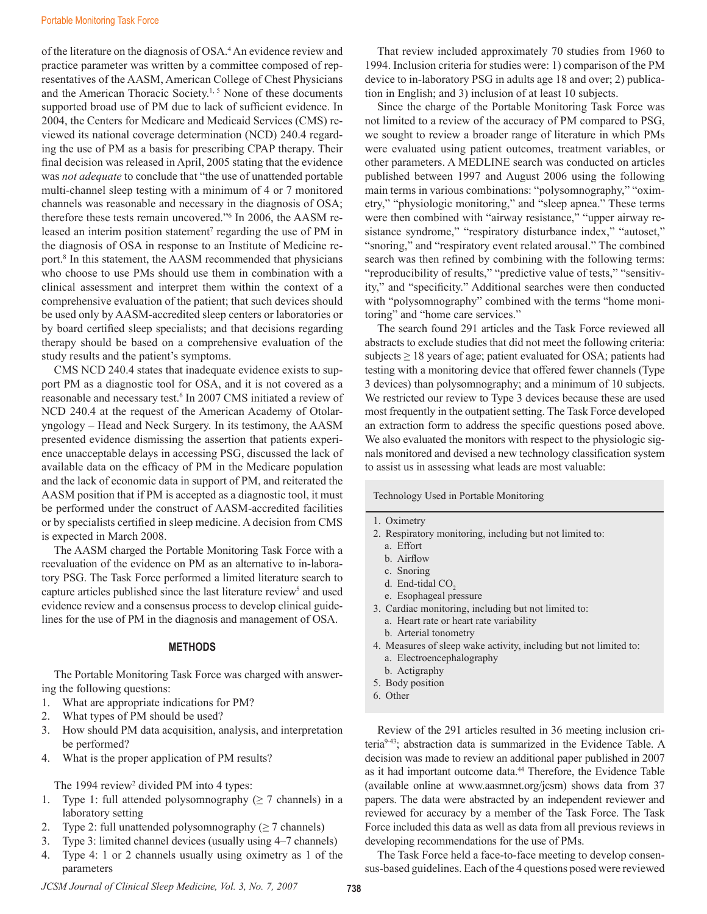of the literature on the diagnosis of OSA.[4] An evidence review and practice parameter was written by a committee composed of representatives of the AASM, American College of Chest Physicians and the American Thoracic Society.[1, 5] None of these documents supported broad use of PM due to lack of sufficient evidence. In 2004, the Centers for Medicare and Medicaid Services (CMS) reviewed its national coverage determination (NCD) 240.4 regarding the use of PM as a basis for prescribing CPAP therapy. Their final decision was released in April, 2005 stating that the evidence was *not adequate* to conclude that "the use of unattended portable multi-channel sleep testing with a minimum of 4 or 7 monitored channels was reasonable and necessary in the diagnosis of OSA; therefore these tests remain uncovered."[6] In 2006, the AASM released an interim position statement[7] regarding the use of PM in the diagnosis of OSA in response to an Institute of Medicine report.[8] In this statement, the AASM recommended that physicians who choose to use PMs should use them in combination with a clinical assessment and interpret them within the context of a comprehensive evaluation of the patient; that such devices should be used only by AASM-accredited sleep centers or laboratories or by board certified sleep specialists; and that decisions regarding therapy should be based on a comprehensive evaluation of the study results and the patient's symptoms.

CMS NCD 240.4 states that inadequate evidence exists to support PM as a diagnostic tool for OSA, and it is not covered as a reasonable and necessary test.[6] In 2007 CMS initiated a review of NCD 240.4 at the request of the American Academy of Otolaryngology – Head and Neck Surgery. In its testimony, the AASM presented evidence dismissing the assertion that patients experience unacceptable delays in accessing PSG, discussed the lack of available data on the efficacy of PM in the Medicare population and the lack of economic data in support of PM, and reiterated the AASM position that if PM is accepted as a diagnostic tool, it must be performed under the construct of AASM-accredited facilities or by specialists certified in sleep medicine. A decision from CMS is expected in March 2008.

The AASM charged the Portable Monitoring Task Force with a reevaluation of the evidence on PM as an alternative to in-laboratory PSG. The Task Force performed a limited literature search to capture articles published since the last literature review[5] and used evidence review and a consensus process to develop clinical guidelines for the use of PM in the diagnosis and management of OSA.

## METHODS

The Portable Monitoring Task Force was charged with answering the following questions:

1. What are appropriate indications for PM?
2. What types of PM should be used?
3. How should PM data acquisition, analysis, and interpretation be performed?
4. What is the proper application of PM results?

The 1994 review[2] divided PM into 4 types:

1. Type 1: full attended polysomnography (≥ 7 channels) in a laboratory setting
2. Type 2: full unattended polysomnography (≥ 7 channels)
3. Type 3: limited channel devices (usually using 4–7 channels)
4. Type 4: 1 or 2 channels usually using oximetry as 1 of the parameters

That review included approximately 70 studies from 1960 to 1994. Inclusion criteria for studies were: 1) comparison of the PM device to in-laboratory PSG in adults age 18 and over; 2) publication in English; and 3) inclusion of at least 10 subjects.

Since the charge of the Portable Monitoring Task Force was not limited to a review of the accuracy of PM compared to PSG, we sought to review a broader range of literature in which PMs were evaluated using patient outcomes, treatment variables, or other parameters. A MEDLINE search was conducted on articles published between 1997 and August 2006 using the following main terms in various combinations: "polysomnography," "oximetry," "physiologic monitoring," and "sleep apnea." These terms were then combined with "airway resistance," "upper airway resistance syndrome," "respiratory disturbance index," "autoset," "snoring," and "respiratory event related arousal." The combined search was then refined by combining with the following terms: "reproducibility of results," "predictive value of tests," "sensitivity," and "specificity." Additional searches were then conducted with "polysomnography" combined with the terms "home monitoring" and "home care services."

The search found 291 articles and the Task Force reviewed all abstracts to exclude studies that did not meet the following criteria: subjects ≥ 18 years of age; patient evaluated for OSA; patients had testing with a monitoring device that offered fewer channels (Type 3 devices) than polysomnography; and a minimum of 10 subjects. We restricted our review to Type 3 devices because these are used most frequently in the outpatient setting. The Task Force developed an extraction form to address the specific questions posed above. We also evaluated the monitors with respect to the physiologic signals monitored and devised a new technology classification system to assist us in assessing what leads are most valuable:

**Technology Used in Portable Monitoring**

1. Oximetry
2. Respiratory monitoring, including but not limited to:
   a. Effort
   b. Airflow
   c. Snoring
   d. End-tidal $CO_2$
   e. Esophageal pressure
3. Cardiac monitoring, including but not limited to:
   a. Heart rate or heart rate variability
   b. Arterial tonometry
4. Measures of sleep wake activity, including but not limited to:
   a. Electroencephalography
   b. Actigraphy
5. Body position
6. Other

Review of the 291 articles resulted in 36 meeting inclusion criteria[9-43]; abstraction data is summarized in the Evidence Table. A decision was made to review an additional paper published in 2007 as it had important outcome data.[44] Therefore, the Evidence Table (available online at www.aasmnet.org/jcsm) shows data from 37 papers. The data were abstracted by an independent reviewer and reviewed for accuracy by a member of the Task Force. The Task Force included this data as well as data from all previous reviews in developing recommendations for the use of PMs.

The Task Force held a face-to-face meeting to develop consensus-based guidelines. Each of the 4 questions posed were reviewed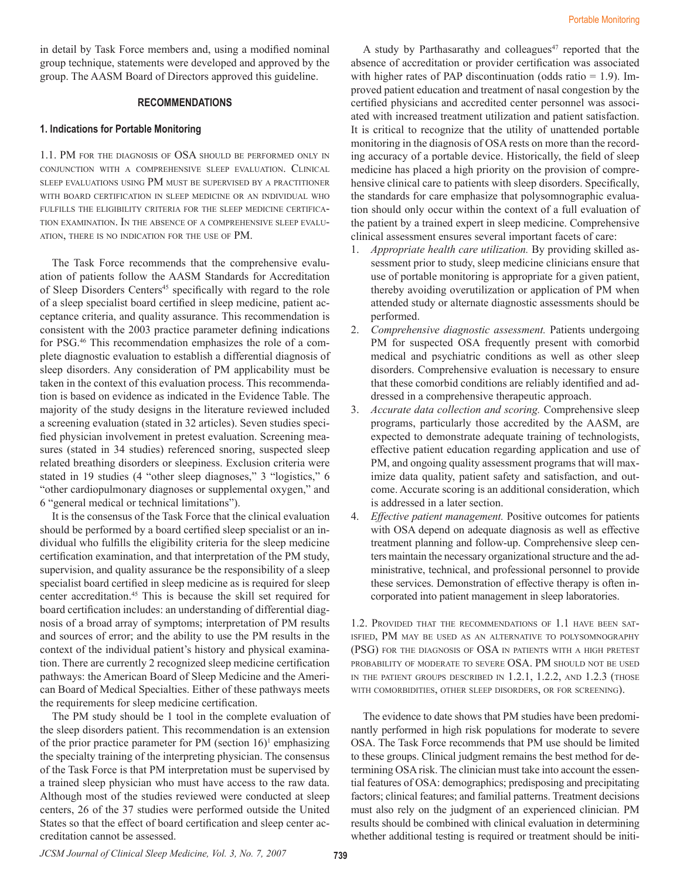in detail by Task Force members and, using a modified nominal group technique, statements were developed and approved by the group. The AASM Board of Directors approved this guideline.

## RECOMMENDATIONS

### 1. Indications for Portable Monitoring

1.1. PM for the diagnosis of OSA should be performed only in conjunction with a comprehensive sleep evaluation. Clinical sleep evaluations using PM must be supervised by a practitioner with board certification in sleep medicine or an individual who fulfills the eligibility criteria for the sleep medicine certification examination. In the absence of a comprehensive sleep evaluation, there is no indication for the use of PM.

The Task Force recommends that the comprehensive evaluation of patients follow the AASM Standards for Accreditation of Sleep Disorders Centers[45] specifically with regard to the role of a sleep specialist board certified in sleep medicine, patient acceptance criteria, and quality assurance. This recommendation is consistent with the 2003 practice parameter defining indications for PSG.[46] This recommendation emphasizes the role of a complete diagnostic evaluation to establish a differential diagnosis of sleep disorders. Any consideration of PM applicability must be taken in the context of this evaluation process. This recommendation is based on evidence as indicated in the Evidence Table. The majority of the study designs in the literature reviewed included a screening evaluation (stated in 32 articles). Seven studies specified physician involvement in pretest evaluation. Screening measures (stated in 34 studies) referenced snoring, suspected sleep related breathing disorders or sleepiness. Exclusion criteria were stated in 19 studies (4 "other sleep diagnoses," 3 "logistics," 6 "other cardiopulmonary diagnoses or supplemental oxygen," and 6 "general medical or technical limitations").

It is the consensus of the Task Force that the clinical evaluation should be performed by a board certified sleep specialist or an individual who fulfills the eligibility criteria for the sleep medicine certification examination, and that interpretation of the PM study, supervision, and quality assurance be the responsibility of a sleep specialist board certified in sleep medicine as is required for sleep center accreditation.[45] This is because the skill set required for board certification includes: an understanding of differential diagnosis of a broad array of symptoms; interpretation of PM results and sources of error; and the ability to use the PM results in the context of the individual patient's history and physical examination. There are currently 2 recognized sleep medicine certification pathways: the American Board of Sleep Medicine and the American Board of Medical Specialties. Either of these pathways meets the requirements for sleep medicine certification.

The PM study should be 1 tool in the complete evaluation of the sleep disorders patient. This recommendation is an extension of the prior practice parameter for PM (section 16)[1] emphasizing the specialty training of the interpreting physician. The consensus of the Task Force is that PM interpretation must be supervised by a trained sleep physician who must have access to the raw data. Although most of the studies reviewed were conducted at sleep centers, 26 of the 37 studies were performed outside the United States so that the effect of board certification and sleep center accreditation cannot be assessed.

A study by Parthasarathy and colleagues[47] reported that the absence of accreditation or provider certification was associated with higher rates of PAP discontinuation (odds ratio = 1.9). Improved patient education and treatment of nasal congestion by the certified physicians and accredited center personnel was associated with increased treatment utilization and patient satisfaction. It is critical to recognize that the utility of unattended portable monitoring in the diagnosis of OSA rests on more than the recording accuracy of a portable device. Historically, the field of sleep medicine has placed a high priority on the provision of comprehensive clinical care to patients with sleep disorders. Specifically, the standards for care emphasize that polysomnographic evaluation should only occur within the context of a full evaluation of the patient by a trained expert in sleep medicine. Comprehensive clinical assessment ensures several important facets of care:

1. *Appropriate health care utilization.* By providing skilled assessment prior to study, sleep medicine clinicians ensure that use of portable monitoring is appropriate for a given patient, thereby avoiding overutilization or application of PM when attended study or alternate diagnostic assessments should be performed.
2. *Comprehensive diagnostic assessment.* Patients undergoing PM for suspected OSA frequently present with comorbid medical and psychiatric conditions as well as other sleep disorders. Comprehensive evaluation is necessary to ensure that these comorbid conditions are reliably identified and addressed in a comprehensive therapeutic approach.
3. *Accurate data collection and scoring.* Comprehensive sleep programs, particularly those accredited by the AASM, are expected to demonstrate adequate training of technologists, effective patient education regarding application and use of PM, and ongoing quality assessment programs that will maximize data quality, patient safety and satisfaction, and outcome. Accurate scoring is an additional consideration, which is addressed in a later section.
4. *Effective patient management.* Positive outcomes for patients with OSA depend on adequate diagnosis as well as effective treatment planning and follow-up. Comprehensive sleep centers maintain the necessary organizational structure and the administrative, technical, and professional personnel to provide these services. Demonstration of effective therapy is often incorporated into patient management in sleep laboratories.

1.2. Provided that the recommendations of 1.1 have been satisfied, PM may be used as an alternative to polysomnography (PSG) for the diagnosis of OSA in patients with a high pretest probability of moderate to severe OSA. PM should not be used in the patient groups described in 1.2.1, 1.2.2, and 1.2.3 (those with comorbidities, other sleep disorders, or for screening).

The evidence to date shows that PM studies have been predominantly performed in high risk populations for moderate to severe OSA. The Task Force recommends that PM use should be limited to these groups. Clinical judgment remains the best method for determining OSA risk. The clinician must take into account the essential features of OSA: demographics; predisposing and precipitating factors; clinical features; and familial patterns. Treatment decisions must also rely on the judgment of an experienced clinician. PM results should be combined with clinical evaluation in determining whether additional testing is required or treatment should be initi-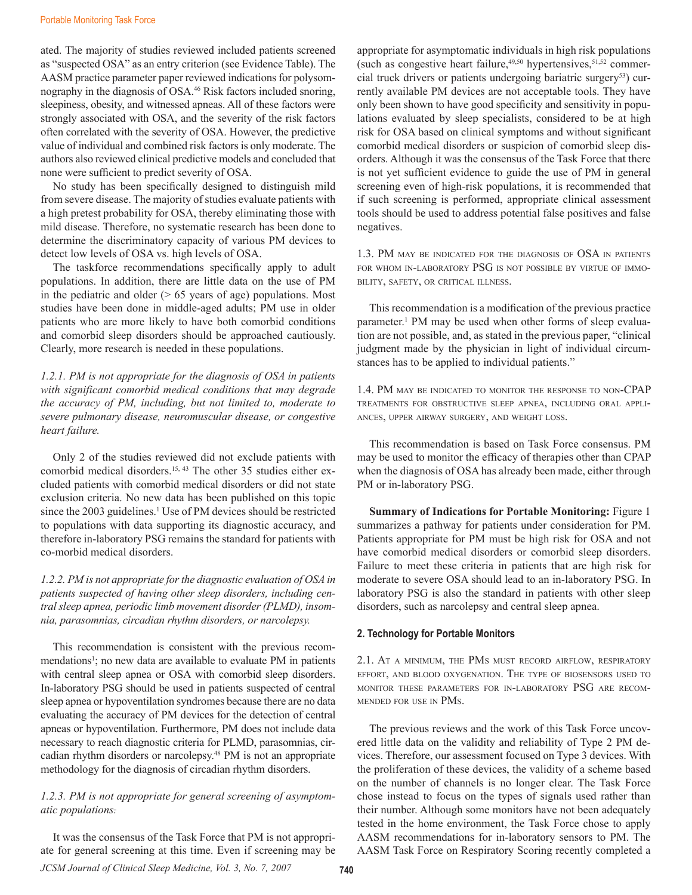ated. The majority of studies reviewed included patients screened as "suspected OSA" as an entry criterion (see Evidence Table). The AASM practice parameter paper reviewed indications for polysomnography in the diagnosis of OSA.[46] Risk factors included snoring, sleepiness, obesity, and witnessed apneas. All of these factors were strongly associated with OSA, and the severity of the risk factors often correlated with the severity of OSA. However, the predictive value of individual and combined risk factors is only moderate. The authors also reviewed clinical predictive models and concluded that none were sufficient to predict severity of OSA.

No study has been specifically designed to distinguish mild from severe disease. The majority of studies evaluate patients with a high pretest probability for OSA, thereby eliminating those with mild disease. Therefore, no systematic research has been done to determine the discriminatory capacity of various PM devices to detect low levels of OSA vs. high levels of OSA.

The taskforce recommendations specifically apply to adult populations. In addition, there are little data on the use of PM in the pediatric and older (> 65 years of age) populations. Most studies have been done in middle-aged adults; PM use in older patients who are more likely to have both comorbid conditions and comorbid sleep disorders should be approached cautiously. Clearly, more research is needed in these populations.

*1.2.1. PM is not appropriate for the diagnosis of OSA in patients with significant comorbid medical conditions that may degrade the accuracy of PM, including, but not limited to, moderate to severe pulmonary disease, neuromuscular disease, or congestive heart failure.*

Only 2 of the studies reviewed did not exclude patients with comorbid medical disorders.[15, 43] The other 35 studies either excluded patients with comorbid medical disorders or did not state exclusion criteria. No new data has been published on this topic since the 2003 guidelines.[1] Use of PM devices should be restricted to populations with data supporting its diagnostic accuracy, and therefore in-laboratory PSG remains the standard for patients with co-morbid medical disorders.

*1.2.2. PM is not appropriate for the diagnostic evaluation of OSA in patients suspected of having other sleep disorders, including central sleep apnea, periodic limb movement disorder (PLMD), insomnia, parasomnias, circadian rhythm disorders, or narcolepsy.*

This recommendation is consistent with the previous recommendations[1]; no new data are available to evaluate PM in patients with central sleep apnea or OSA with comorbid sleep disorders. In-laboratory PSG should be used in patients suspected of central sleep apnea or hypoventilation syndromes because there are no data evaluating the accuracy of PM devices for the detection of central apneas or hypoventilation. Furthermore, PM does not include data necessary to reach diagnostic criteria for PLMD, parasomnias, circadian rhythm disorders or narcolepsy.[48] PM is not an appropriate methodology for the diagnosis of circadian rhythm disorders.

*1.2.3. PM is not appropriate for general screening of asymptomatic populations.*

It was the consensus of the Task Force that PM is not appropriate for general screening at this time. Even if screening may be appropriate for asymptomatic individuals in high risk populations (such as congestive heart failure,[49,50] hypertensives,[51,52] commercial truck drivers or patients undergoing bariatric surgery[53]) currently available PM devices are not acceptable tools. They have only been shown to have good specificity and sensitivity in populations evaluated by sleep specialists, considered to be at high risk for OSA based on clinical symptoms and without significant comorbid medical disorders or suspicion of comorbid sleep disorders. Although it was the consensus of the Task Force that there is not yet sufficient evidence to guide the use of PM in general screening even of high-risk populations, it is recommended that if such screening is performed, appropriate clinical assessment tools should be used to address potential false positives and false negatives.

1.3. PM may be indicated for the diagnosis of OSA in patients for whom in-laboratory PSG is not possible by virtue of immobility, safety, or critical illness.

This recommendation is a modification of the previous practice parameter.[1] PM may be used when other forms of sleep evaluation are not possible, and, as stated in the previous paper, "clinical judgment made by the physician in light of individual circumstances has to be applied to individual patients."

1.4. PM may be indicated to monitor the response to non-CPAP treatments for obstructive sleep apnea, including oral appliances, upper airway surgery, and weight loss.

This recommendation is based on Task Force consensus. PM may be used to monitor the efficacy of therapies other than CPAP when the diagnosis of OSA has already been made, either through PM or in-laboratory PSG.

**Summary of Indications for Portable Monitoring:** Figure 1 summarizes a pathway for patients under consideration for PM. Patients appropriate for PM must be high risk for OSA and not have comorbid medical disorders or comorbid sleep disorders. Failure to meet these criteria in patients that are high risk for moderate to severe OSA should lead to an in-laboratory PSG. In laboratory PSG is also the standard in patients with other sleep disorders, such as narcolepsy and central sleep apnea.

### 2. Technology for Portable Monitors

2.1. At a minimum, the PMs must record airflow, respiratory effort, and blood oxygenation. The type of biosensors used to monitor these parameters for in-laboratory PSG are recommended for use in PMs.

The previous reviews and the work of this Task Force uncovered little data on the validity and reliability of Type 2 PM devices. Therefore, our assessment focused on Type 3 devices. With the proliferation of these devices, the validity of a scheme based on the number of channels is no longer clear. The Task Force chose instead to focus on the types of signals used rather than their number. Although some monitors have not been adequately tested in the home environment, the Task Force chose to apply AASM recommendations for in-laboratory sensors to PM. The AASM Task Force on Respiratory Scoring recently completed a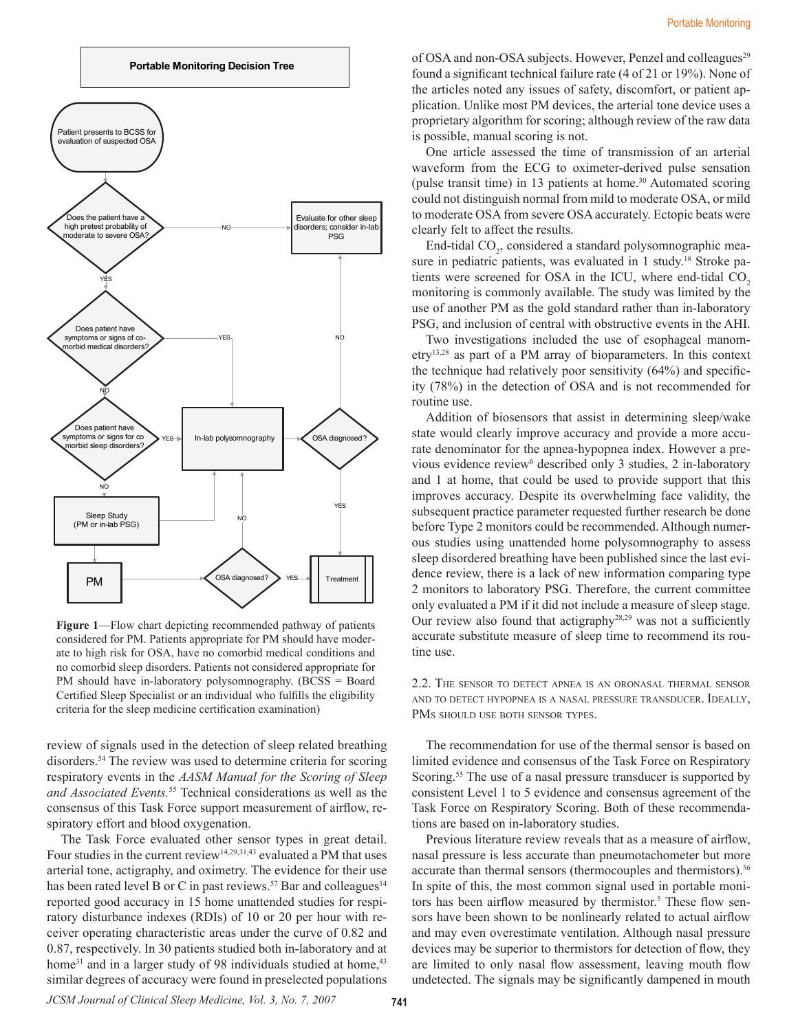**Portable Monitoring Decision Tree**

- Patient presents to BCSS for evaluation of suspected OSA
- Does the patient have a high pretest probability of moderate to severe OSA?
  - NO → Evaluate for other sleep disorders; consider in-lab PSG
  - YES → Does patient have symptoms or signs of co-morbid medical disorders?
    - YES → In-lab polysomnography
    - NO → Does patient have symptoms or signs of co morbid sleep disorders?
      - YES → In-lab polysomnography
      - NO → Sleep Study (PM or in-lab PSG) → PM → OSA diagnosed?
        - YES → Treatment
        - NO → In-lab polysomnography
- In-lab polysomnography → OSA diagnosed?
  - YES → Treatment
  - NO → Evaluate for other sleep disorders; consider in-lab PSG

**Figure 1**—Flow chart depicting recommended pathway of patients considered for PM. Patients appropriate for PM should have moderate to high risk for OSA, have no comorbid medical conditions and no comorbid sleep disorders. Patients not considered appropriate for PM should have in-laboratory polysomnography. (BCSS = Board Certified Sleep Specialist or an individual who fulfills the eligibility criteria for the sleep medicine certification examination)

review of signals used in the detection of sleep related breathing disorders.[54] The review was used to determine criteria for scoring respiratory events in the *AASM Manual for the Scoring of Sleep and Associated Events*.[55] Technical considerations as well as the consensus of this Task Force support measurement of airflow, respiratory effort and blood oxygenation.

The Task Force evaluated other sensor types in great detail. Four studies in the current review[14,29,31,43] evaluated a PM that uses arterial tone, actigraphy, and oximetry. The evidence for their use has been rated level B or C in past reviews.[57] Bar and colleagues[14] reported good accuracy in 15 home unattended studies for respiratory disturbance indexes (RDIs) of 10 or 20 per hour with receiver operating characteristic areas under the curve of 0.82 and 0.87, respectively. In 30 patients studied both in-laboratory and at home[31] and in a larger study of 98 individuals studied at home,[43] similar degrees of accuracy were found in preselected populations of OSA and non-OSA subjects. However, Penzel and colleagues[29] found a significant technical failure rate (4 of 21 or 19%). None of the articles noted any issues of safety, discomfort, or patient application. Unlike most PM devices, the arterial tone device uses a proprietary algorithm for scoring; although review of the raw data is possible, manual scoring is not.

One article assessed the time of transmission of an arterial waveform from the ECG to oximeter-derived pulse sensation (pulse transit time) in 13 patients at home.[30] Automated scoring could not distinguish normal from mild to moderate OSA, or mild to moderate OSA from severe OSA accurately. Ectopic beats were clearly felt to affect the results.

End-tidal $CO_2$, considered a standard polysomnographic measure in pediatric patients, was evaluated in 1 study.[18] Stroke patients were screened for OSA in the ICU, where end-tidal $CO_2$ monitoring is commonly available. The study was limited by the use of another PM as the gold standard rather than in-laboratory PSG, and inclusion of central with obstructive events in the AHI.

Two investigations included the use of esophageal manometry[13,28] as part of a PM array of bioparameters. In this context the technique had relatively poor sensitivity (64%) and specificity (78%) in the detection of OSA and is not recommended for routine use.

Addition of biosensors that assist in determining sleep/wake state would clearly improve accuracy and provide a more accurate denominator for the apnea-hypopnea index. However a previous evidence review[6] described only 3 studies, 2 in-laboratory and 1 at home, that could be used to provide support that this improves accuracy. Despite its overwhelming face validity, the subsequent practice parameter requested further research be done before Type 2 monitors could be recommended. Although numerous studies using unattended home polysomnography to assess sleep disordered breathing have been published since the last evidence review, there is a lack of new information comparing type 2 monitors to laboratory PSG. Therefore, the current committee only evaluated a PM if it did not include a measure of sleep stage. Our review also found that actigraphy[28,29] was not a sufficiently accurate substitute measure of sleep time to recommend its routine use.

### 2.2. The sensor to detect apnea is an oronasal thermal sensor and to detect hypopnea is a nasal pressure transducer. Ideally, PMs should use both sensor types.

The recommendation for use of the thermal sensor is based on limited evidence and consensus of the Task Force on Respiratory Scoring.[55] The use of a nasal pressure transducer is supported by consistent Level 1 to 5 evidence and consensus agreement of the Task Force on Respiratory Scoring. Both of these recommendations are based on in-laboratory studies.

Previous literature review reveals that as a measure of airflow, nasal pressure is less accurate than pneumotachometer but more accurate than thermal sensors (thermocouples and thermistors).[56] In spite of this, the most common signal used in portable monitors has been airflow measured by thermistor.[5] These flow sensors have been shown to be nonlinearly related to actual airflow and may even overestimate ventilation. Although nasal pressure devices may be superior to thermistors for detection of flow, they are limited to only nasal flow assessment, leaving mouth flow undetected. The signals may be significantly dampened in mouth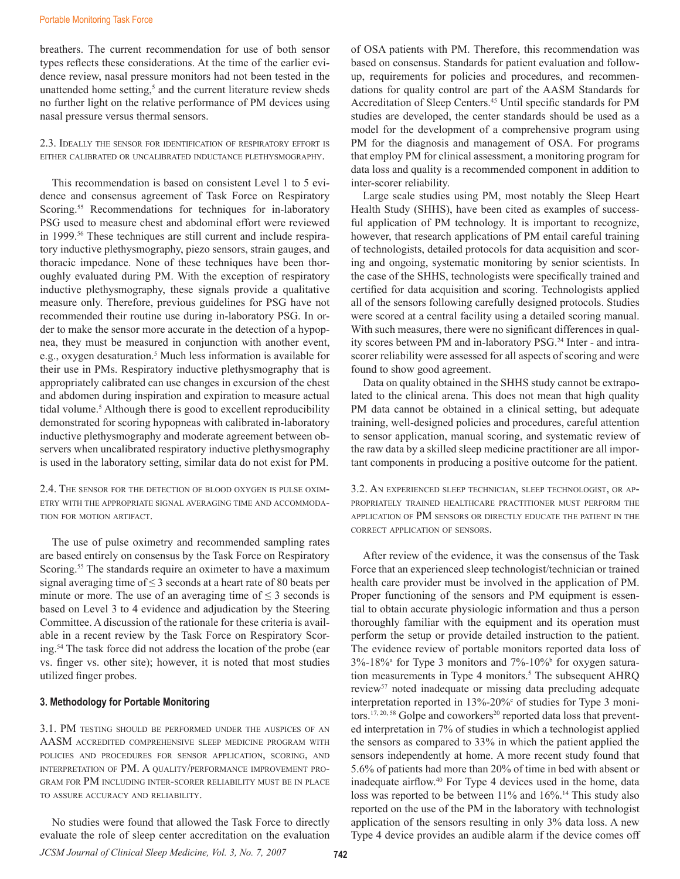breathers. The current recommendation for use of both sensor types reflects these considerations. At the time of the earlier evidence review, nasal pressure monitors had not been tested in the unattended home setting,[5] and the current literature review sheds no further light on the relative performance of PM devices using nasal pressure versus thermal sensors.

2.3. Ideally the sensor for identification of respiratory effort is either calibrated or uncalibrated inductance plethysmography.

This recommendation is based on consistent Level 1 to 5 evidence and consensus agreement of Task Force on Respiratory Scoring.[55] Recommendations for techniques for in-laboratory PSG used to measure chest and abdominal effort were reviewed in 1999.[56] These techniques are still current and include respiratory inductive plethysmography, piezo sensors, strain gauges, and thoracic impedance. None of these techniques have been thoroughly evaluated during PM. With the exception of respiratory inductive plethysmography, these signals provide a qualitative measure only. Therefore, previous guidelines for PSG have not recommended their routine use during in-laboratory PSG. In order to make the sensor more accurate in the detection of a hypopnea, they must be measured in conjunction with another event, e.g., oxygen desaturation.[5] Much less information is available for their use in PMs. Respiratory inductive plethysmography that is appropriately calibrated can use changes in excursion of the chest and abdomen during inspiration and expiration to measure actual tidal volume.[5] Although there is good to excellent reproducibility demonstrated for scoring hypopneas with calibrated in-laboratory inductive plethysmography and moderate agreement between observers when uncalibrated respiratory inductive plethysmography is used in the laboratory setting, similar data do not exist for PM.

2.4. The sensor for the detection of blood oxygen is pulse oximetry with the appropriate signal averaging time and accommodation for motion artifact.

The use of pulse oximetry and recommended sampling rates are based entirely on consensus by the Task Force on Respiratory Scoring.[55] The standards require an oximeter to have a maximum signal averaging time of ≤ 3 seconds at a heart rate of 80 beats per minute or more. The use of an averaging time of ≤ 3 seconds is based on Level 3 to 4 evidence and adjudication by the Steering Committee. A discussion of the rationale for these criteria is available in a recent review by the Task Force on Respiratory Scoring.[54] The task force did not address the location of the probe (ear vs. finger vs. other site); however, it is noted that most studies utilized finger probes.

### 3. Methodology for Portable Monitoring

3.1. PM testing should be performed under the auspices of an AASM accredited comprehensive sleep medicine program with policies and procedures for sensor application, scoring, and interpretation of PM. A quality/performance improvement program for PM including inter-scorer reliability must be in place to assure accuracy and reliability.

No studies were found that allowed the Task Force to directly evaluate the role of sleep center accreditation on the evaluation of OSA patients with PM. Therefore, this recommendation was based on consensus. Standards for patient evaluation and follow-up, requirements for policies and procedures, and recommendations for quality control are part of the AASM Standards for Accreditation of Sleep Centers.[45] Until specific standards for PM studies are developed, the center standards should be used as a model for the development of a comprehensive program using PM for the diagnosis and management of OSA. For programs that employ PM for clinical assessment, a monitoring program for data loss and quality is a recommended component in addition to inter-scorer reliability.

Large scale studies using PM, most notably the Sleep Heart Health Study (SHHS), have been cited as examples of successful application of PM technology. It is important to recognize, however, that research applications of PM entail careful training of technologists, detailed protocols for data acquisition and scoring and ongoing, systematic monitoring by senior scientists. In the case of the SHHS, technologists were specifically trained and certified for data acquisition and scoring. Technologists applied all of the sensors following carefully designed protocols. Studies were scored at a central facility using a detailed scoring manual. With such measures, there were no significant differences in quality scores between PM and in-laboratory PSG.[24] Inter - and intra-scorer reliability were assessed for all aspects of scoring and were found to show good agreement.

Data on quality obtained in the SHHS study cannot be extrapolated to the clinical arena. This does not mean that high quality PM data cannot be obtained in a clinical setting, but adequate training, well-designed policies and procedures, careful attention to sensor application, manual scoring, and systematic review of the raw data by a skilled sleep medicine practitioner are all important components in producing a positive outcome for the patient.

3.2. An experienced sleep technician, sleep technologist, or appropriately trained healthcare practitioner must perform the application of PM sensors or directly educate the patient in the correct application of sensors.

After review of the evidence, it was the consensus of the Task Force that an experienced sleep technologist/technician or trained health care provider must be involved in the application of PM. Proper functioning of the sensors and PM equipment is essential to obtain accurate physiologic information and thus a person thoroughly familiar with the equipment and its operation must perform the setup or provide detailed instruction to the patient. The evidence review of portable monitors reported data loss of 3%-18%[a] for Type 3 monitors and 7%-10%[b] for oxygen saturation measurements in Type 4 monitors.[5] The subsequent AHRQ review[57] noted inadequate or missing data precluding adequate interpretation reported in 13%-20%[c] of studies for Type 3 monitors.[17, 20, 58] Golpe and coworkers[20] reported data loss that prevented interpretation in 7% of studies in which a technologist applied the sensors as compared to 33% in which the patient applied the sensors independently at home. A more recent study found that 5.6% of patients had more than 20% of time in bed with absent or inadequate airflow.[40] For Type 4 devices used in the home, data loss was reported to be between 11% and 16%.[14] This study also reported on the use of the PM in the laboratory with technologist application of the sensors resulting in only 3% data loss. A new Type 4 device provides an audible alarm if the device comes off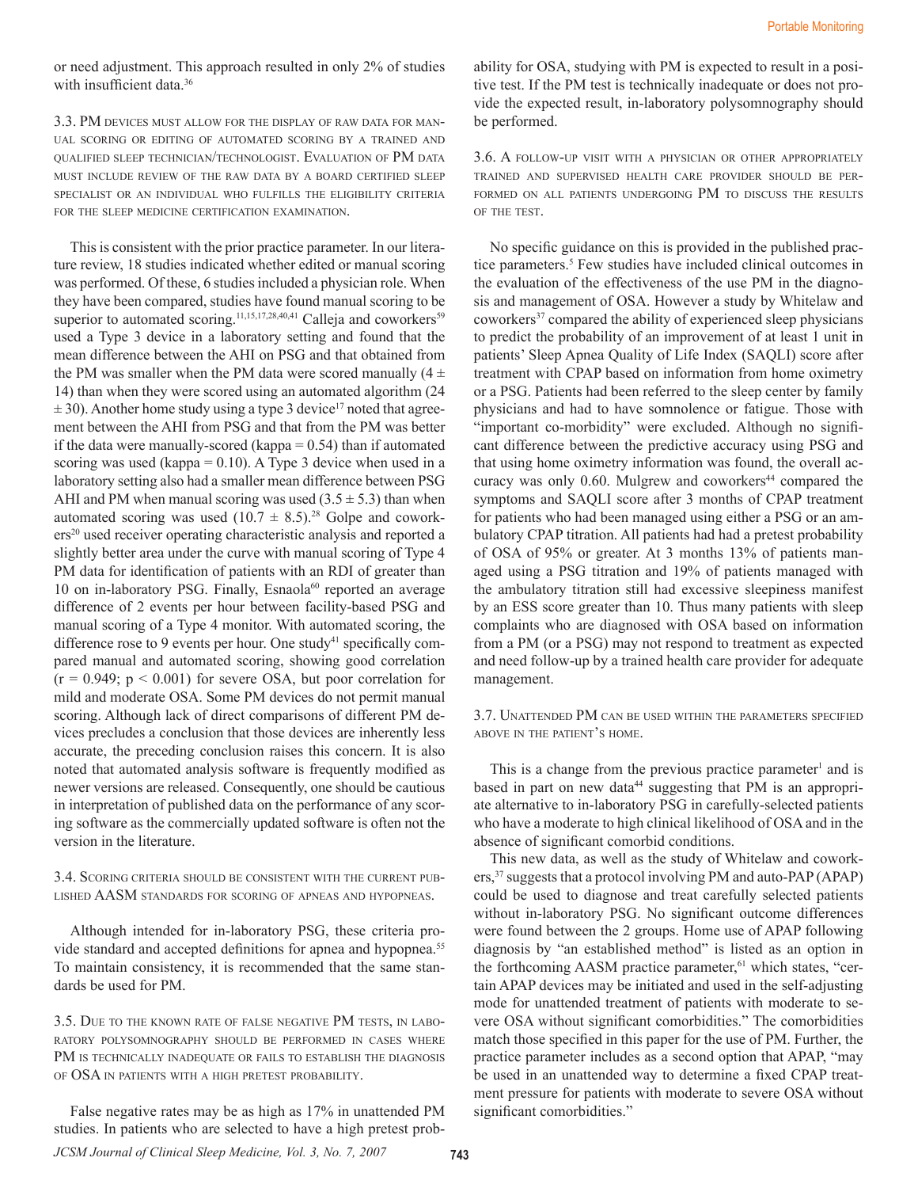or need adjustment. This approach resulted in only 2% of studies with insufficient data.[36]

### 3.3. PM devices must allow for the display of raw data for manual scoring or editing of automated scoring by a trained and qualified sleep technician/technologist. Evaluation of PM data must include review of the raw data by a board certified sleep specialist or an individual who fulfills the eligibility criteria for the sleep medicine certification examination.

This is consistent with the prior practice parameter. In our literature review, 18 studies indicated whether edited or manual scoring was performed. Of these, 6 studies included a physician role. When they have been compared, studies have found manual scoring to be superior to automated scoring.[11,15,17,28,40,41] Calleja and coworkers[59] used a Type 3 device in a laboratory setting and found that the mean difference between the AHI on PSG and that obtained from the PM was smaller when the PM data were scored manually ($4 \pm 14$) than when they were scored using an automated algorithm ($24 \pm 30$). Another home study using a type 3 device[17] noted that agreement between the AHI from PSG and that from the PM was better if the data were manually-scored (kappa = 0.54) than if automated scoring was used (kappa = 0.10). A Type 3 device when used in a laboratory setting also had a smaller mean difference between PSG AHI and PM when manual scoring was used ($3.5 \pm 5.3$) than when automated scoring was used ($10.7 \pm 8.5$).[28] Golpe and coworkers[20] used receiver operating characteristic analysis and reported a slightly better area under the curve with manual scoring of Type 4 PM data for identification of patients with an RDI of greater than 10 on in-laboratory PSG. Finally, Esnaola[60] reported an average difference of 2 events per hour between facility-based PSG and manual scoring of a Type 4 monitor. With automated scoring, the difference rose to 9 events per hour. One study[41] specifically compared manual and automated scoring, showing good correlation ($r = 0.949$; $p < 0.001$) for severe OSA, but poor correlation for mild and moderate OSA. Some PM devices do not permit manual scoring. Although lack of direct comparisons of different PM devices precludes a conclusion that those devices are inherently less accurate, the preceding conclusion raises this concern. It is also noted that automated analysis software is frequently modified as newer versions are released. Consequently, one should be cautious in interpretation of published data on the performance of any scoring software as the commercially updated software is often not the version in the literature.

### 3.4. Scoring criteria should be consistent with the current published AASM standards for scoring of apneas and hypopneas.

Although intended for in-laboratory PSG, these criteria provide standard and accepted definitions for apnea and hypopnea.[55] To maintain consistency, it is recommended that the same standards be used for PM.

### 3.5. Due to the known rate of false negative PM tests, in laboratory polysomnography should be performed in cases where PM is technically inadequate or fails to establish the diagnosis of OSA in patients with a high pretest probability.

False negative rates may be as high as 17% in unattended PM studies. In patients who are selected to have a high pretest probability for OSA, studying with PM is expected to result in a positive test. If the PM test is technically inadequate or does not provide the expected result, in-laboratory polysomnography should be performed.

### 3.6. A follow-up visit with a physician or other appropriately trained and supervised health care provider should be performed on all patients undergoing PM to discuss the results of the test.

No specific guidance on this is provided in the published practice parameters.[5] Few studies have included clinical outcomes in the evaluation of the effectiveness of the use PM in the diagnosis and management of OSA. However a study by Whitelaw and coworkers[37] compared the ability of experienced sleep physicians to predict the probability of an improvement of at least 1 unit in patients' Sleep Apnea Quality of Life Index (SAQLI) score after treatment with CPAP based on information from home oximetry or a PSG. Patients had been referred to the sleep center by family physicians and had to have somnolence or fatigue. Those with "important co-morbidity" were excluded. Although no significant difference between the predictive accuracy using PSG and that using home oximetry information was found, the overall accuracy was only 0.60. Mulgrew and coworkers[44] compared the symptoms and SAQLI score after 3 months of CPAP treatment for patients who had been managed using either a PSG or an ambulatory CPAP titration. All patients had had a pretest probability of OSA of 95% or greater. At 3 months 13% of patients managed using a PSG titration and 19% of patients managed with the ambulatory titration still had excessive sleepiness manifest by an ESS score greater than 10. Thus many patients with sleep complaints who are diagnosed with OSA based on information from a PM (or a PSG) may not respond to treatment as expected and need follow-up by a trained health care provider for adequate management.

### 3.7. Unattended PM can be used within the parameters specified above in the patient's home.

This is a change from the previous practice parameter[1] and is based in part on new data[44] suggesting that PM is an appropriate alternative to in-laboratory PSG in carefully-selected patients who have a moderate to high clinical likelihood of OSA and in the absence of significant comorbid conditions.

This new data, as well as the study of Whitelaw and coworkers,[37] suggests that a protocol involving PM and auto-PAP (APAP) could be used to diagnose and treat carefully selected patients without in-laboratory PSG. No significant outcome differences were found between the 2 groups. Home use of APAP following diagnosis by "an established method" is listed as an option in the forthcoming AASM practice parameter,[61] which states, "certain APAP devices may be initiated and used in the self-adjusting mode for unattended treatment of patients with moderate to severe OSA without significant comorbidities." The comorbidities match those specified in this paper for the use of PM. Further, the practice parameter includes as a second option that APAP, "may be used in an unattended way to determine a fixed CPAP treatment pressure for patients with moderate to severe OSA without significant comorbidities."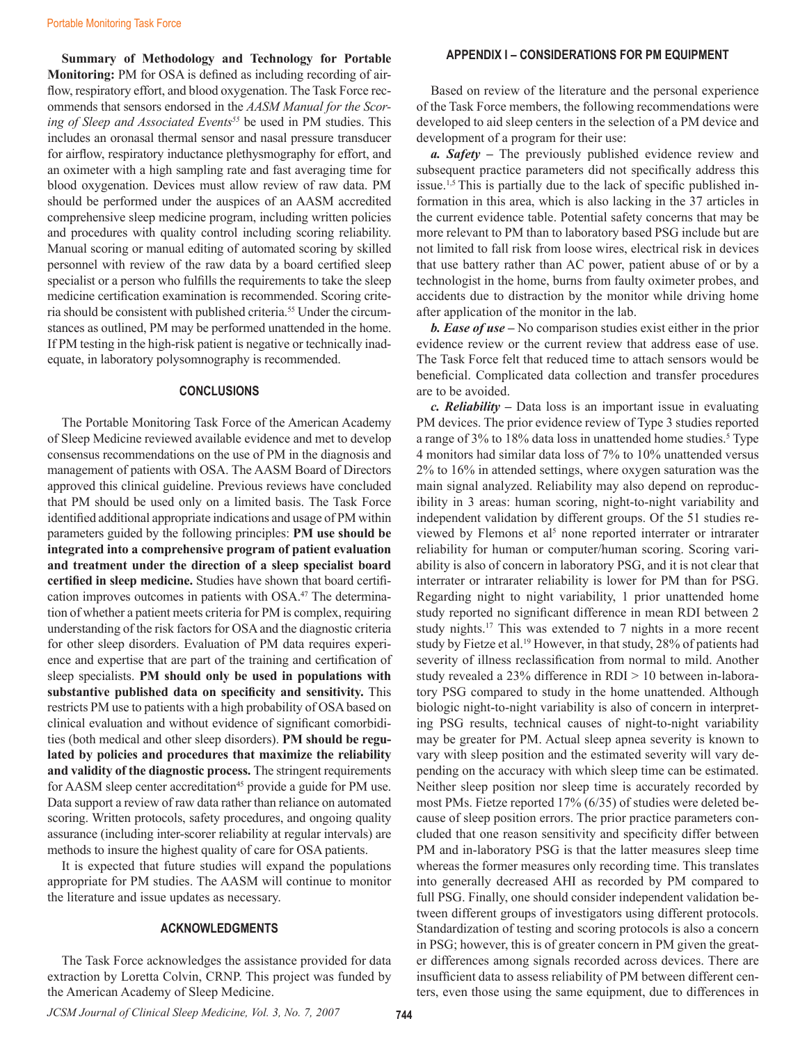**Summary of Methodology and Technology for Portable Monitoring:** PM for OSA is defined as including recording of airflow, respiratory effort, and blood oxygenation. The Task Force recommends that sensors endorsed in the *AASM Manual for the Scoring of Sleep and Associated Events*[55] be used in PM studies. This includes an oronasal thermal sensor and nasal pressure transducer for airflow, respiratory inductance plethysmography for effort, and an oximeter with a high sampling rate and fast averaging time for blood oxygenation. Devices must allow review of raw data. PM should be performed under the auspices of an AASM accredited comprehensive sleep medicine program, including written policies and procedures with quality control including scoring reliability. Manual scoring or manual editing of automated scoring by skilled personnel with review of the raw data by a board certified sleep specialist or a person who fulfills the requirements to take the sleep medicine certification examination is recommended. Scoring criteria should be consistent with published criteria.[55] Under the circumstances as outlined, PM may be performed unattended in the home. If PM testing in the high-risk patient is negative or technically inadequate, in laboratory polysomnography is recommended.

## CONCLUSIONS

The Portable Monitoring Task Force of the American Academy of Sleep Medicine reviewed available evidence and met to develop consensus recommendations on the use of PM in the diagnosis and management of patients with OSA. The AASM Board of Directors approved this clinical guideline. Previous reviews have concluded that PM should be used only on a limited basis. The Task Force identified additional appropriate indications and usage of PM within parameters guided by the following principles: **PM use should be integrated into a comprehensive program of patient evaluation and treatment under the direction of a sleep specialist board certified in sleep medicine.** Studies have shown that board certification improves outcomes in patients with OSA.[47] The determination of whether a patient meets criteria for PM is complex, requiring understanding of the risk factors for OSA and the diagnostic criteria for other sleep disorders. Evaluation of PM data requires experience and expertise that are part of the training and certification of sleep specialists. **PM should only be used in populations with substantive published data on specificity and sensitivity.** This restricts PM use to patients with a high probability of OSA based on clinical evaluation and without evidence of significant comorbidities (both medical and other sleep disorders). **PM should be regulated by policies and procedures that maximize the reliability and validity of the diagnostic process.** The stringent requirements for AASM sleep center accreditation[45] provide a guide for PM use. Data support a review of raw data rather than reliance on automated scoring. Written protocols, safety procedures, and ongoing quality assurance (including inter-scorer reliability at regular intervals) are methods to insure the highest quality of care for OSA patients.

It is expected that future studies will expand the populations appropriate for PM studies. The AASM will continue to monitor the literature and issue updates as necessary.

## ACKNOWLEDGMENTS

The Task Force acknowledges the assistance provided for data extraction by Loretta Colvin, CRNP. This project was funded by the American Academy of Sleep Medicine.

## APPENDIX I – CONSIDERATIONS FOR PM EQUIPMENT

Based on review of the literature and the personal experience of the Task Force members, the following recommendations were developed to aid sleep centers in the selection of a PM device and development of a program for their use:

***a. Safety*** – The previously published evidence review and subsequent practice parameters did not specifically address this issue.[1,5] This is partially due to the lack of specific published information in this area, which is also lacking in the 37 articles in the current evidence table. Potential safety concerns that may be more relevant to PM than to laboratory based PSG include but are not limited to fall risk from loose wires, electrical risk in devices that use battery rather than AC power, patient abuse of or by a technologist in the home, burns from faulty oximeter probes, and accidents due to distraction by the monitor while driving home after application of the monitor in the lab.

***b. Ease of use*** – No comparison studies exist either in the prior evidence review or the current review that address ease of use. The Task Force felt that reduced time to attach sensors would be beneficial. Complicated data collection and transfer procedures are to be avoided.

***c. Reliability*** – Data loss is an important issue in evaluating PM devices. The prior evidence review of Type 3 studies reported a range of 3% to 18% data loss in unattended home studies.[5] Type 4 monitors had similar data loss of 7% to 10% unattended versus 2% to 16% in attended settings, where oxygen saturation was the main signal analyzed. Reliability may also depend on reproducibility in 3 areas: human scoring, night-to-night variability and independent validation by different groups. Of the 51 studies reviewed by Flemons et al[5] none reported interrater or intrarater reliability for human or computer/human scoring. Scoring variability is also of concern in laboratory PSG, and it is not clear that interrater or intrarater reliability is lower for PM than for PSG. Regarding night to night variability, 1 prior unattended home study reported no significant difference in mean RDI between 2 study nights.[17] This was extended to 7 nights in a more recent study by Fietze et al.[19] However, in that study, 28% of patients had severity of illness reclassification from normal to mild. Another study revealed a 23% difference in RDI > 10 between in-laboratory PSG compared to study in the home unattended. Although biologic night-to-night variability is also of concern in interpreting PSG results, technical causes of night-to-night variability may be greater for PM. Actual sleep apnea severity is known to vary with sleep position and the estimated severity will vary depending on the accuracy with which sleep time can be estimated. Neither sleep position nor sleep time is accurately recorded by most PMs. Fietze reported 17% (6/35) of studies were deleted because of sleep position errors. The prior practice parameters concluded that one reason sensitivity and specificity differ between PM and in-laboratory PSG is that the latter measures sleep time whereas the former measures only recording time. This translates into generally decreased AHI as recorded by PM compared to full PSG. Finally, one should consider independent validation between different groups of investigators using different protocols. Standardization of testing and scoring protocols is also a concern in PSG; however, this is of greater concern in PM given the greater differences among signals recorded across devices. There are insufficient data to assess reliability of PM between different centers, even those using the same equipment, due to differences in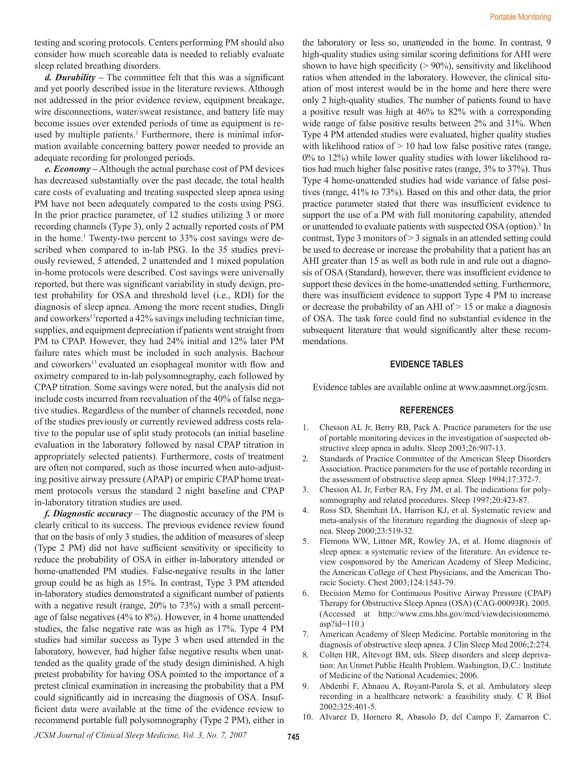testing and scoring protocols. Centers performing PM should also consider how much scoreable data is needed to reliably evaluate sleep related breathing disorders.

***d. Durability*** – The committee felt that this was a significant and yet poorly described issue in the literature reviews. Although not addressed in the prior evidence review, equipment breakage, wire disconnections, water/sweat resistance, and battery life may become issues over extended periods of time as equipment is reused by multiple patients.[1] Furthermore, there is minimal information available concerning battery power needed to provide an adequate recording for prolonged periods.

***e. Economy*** – Although the actual purchase cost of PM devices has decreased substantially over the past decade, the total health care costs of evaluating and treating suspected sleep apnea using PM have not been adequately compared to the costs using PSG. In the prior practice parameter, of 12 studies utilizing 3 or more recording channels (Type 3), only 2 actually reported costs of PM in the home.[1] Twenty-two percent to 33% cost savings were described when compared to in-lab PSG. In the 35 studies previously reviewed, 5 attended, 2 unattended and 1 mixed population in-home protocols were described. Cost savings were universally reported, but there was significant variability in study design, pretest probability for OSA and threshold level (i.e., RDI) for the diagnosis of sleep apnea. Among the more recent studies, Dingli and coworkers[17] reported a 42% savings including technician time, supplies, and equipment depreciation if patients went straight from PM to CPAP. However, they had 24% initial and 12% later PM failure rates which must be included in such analysis. Bachour and coworkers[13] evaluated an esophageal monitor with flow and oximetry compared to in-lab polysomnography, each followed by CPAP titration. Some savings were noted, but the analysis did not include costs incurred from reevaluation of the 40% of false negative studies. Regardless of the number of channels recorded, none of the studies previously or currently reviewed address costs relative to the popular use of split study protocols (an initial baseline evaluation in the laboratory followed by nasal CPAP titration in appropriately selected patients). Furthermore, costs of treatment are often not compared, such as those incurred when auto-adjusting positive airway pressure (APAP) or empiric CPAP home treatment protocols versus the standard 2 night baseline and CPAP in-laboratory titration studies are used.

***f. Diagnostic accuracy*** – The diagnostic accuracy of the PM is clearly critical to its success. The previous evidence review found that on the basis of only 3 studies, the addition of measures of sleep (Type 2 PM) did not have sufficient sensitivity or specificity to reduce the probability of OSA in either in-laboratory attended or home-unattended PM studies. False-negative results in the latter group could be as high as 15%. In contrast, Type 3 PM attended in-laboratory studies demonstrated a significant number of patients with a negative result (range, 20% to 73%) with a small percentage of false negatives (4% to 8%). However, in 4 home unattended studies, the false negative rate was as high as 17%. Type 4 PM studies had similar success as Type 3 when used attended in the laboratory, however, had higher false negative results when unattended as the quality grade of the study design diminished. A high pretest probability for having OSA pointed to the importance of a pretest clinical examination in increasing the probability that a PM could significantly aid in increasing the diagnosis of OSA. Insufficient data were available at the time of the evidence review to recommend portable full polysomnography (Type 2 PM), either in the laboratory or less so, unattended in the home. In contrast, 9 high-quality studies using similar scoring definitions for AHI were shown to have high specificity (> 90%), sensitivity and likelihood ratios when attended in the laboratory. However, the clinical situation of most interest would be in the home and here there were only 2 high-quality studies. The number of patients found to have a positive result was high at 46% to 82% with a corresponding wide range of false positive results between 2% and 31%. When Type 4 PM attended studies were evaluated, higher quality studies with likelihood ratios of > 10 had low false positive rates (range, 0% to 12%) while lower quality studies with lower likelihood ratios had much higher false positive rates (range, 3% to 37%). Thus Type 4 home-unattended studies had wide variance of false positives (range, 41% to 73%). Based on this and other data, the prior practice parameter stated that there was insufficient evidence to support the use of a PM with full monitoring capability, attended or unattended to evaluate patients with suspected OSA (option).[5] In contrast, Type 3 monitors of > 3 signals in an attended setting could be used to decrease or increase the probability that a patient has an AHI greater than 15 as well as both rule in and rule out a diagnosis of OSA (Standard), however, there was insufficient evidence to support these devices in the home-unattended setting. Furthermore, there was insufficient evidence to support Type 4 PM to increase or decrease the probability of an AHI of > 15 or make a diagnosis of OSA. The task force could find no substantial evidence in the subsequent literature that would significantly alter these recommendations.

## EVIDENCE TABLES

Evidence tables are available online at www.aasmnet.org/jcsm.

## REFERENCES

1. Chesson AL Jr, Berry RB, Pack A. Practice parameters for the use of portable monitoring devices in the investigation of suspected obstructive sleep apnea in adults. Sleep 2003;26:907-13.
2. Standards of Practice Committee of the American Sleep Disorders Association. Practice parameters for the use of portable recording in the assessment of obstructive sleep apnea. Sleep 1994;17:372-7.
3. Chesson AL Jr, Ferber RA, Fry JM, et al. The indications for polysomnography and related procedures. Sleep 1997;20:423-87.
4. Ross SD, Sheinhait IA, Harrison KJ, et al. Systematic review and meta-analysis of the literature regarding the diagnosis of sleep apnea. Sleep 2000;23:519-32.
5. Flemons WW, Littner MR, Rowley JA, et al. Home diagnosis of sleep apnea: a systematic review of the literature. An evidence review cosponsored by the American Academy of Sleep Medicine, the American College of Chest Physicians, and the American Thoracic Society. Chest 2003;124:1543-79.
6. Decision Memo for Continuous Positive Airway Pressure (CPAP) Therapy for Obstructive Sleep Apnea (OSA) (CAG-00093R). 2005. (Accessed at http://www.cms.hhs.gov/mcd/viewdecisionmemo.asp?id=110.)
7. American Academy of Sleep Medicine. Portable monitoring in the diagnosis of obstructive sleep apnea. J Clin Sleep Med 2006;2:274.
8. Colten HR, Altevogt BM, eds. Sleep disorders and sleep deprivation: An Unmet Public Health Problem. Washington, D.C.: Institute of Medicine of the National Academies; 2006.
9. Abdenbi F, Ahnaou A, Royant-Parola S, et al. Ambulatory sleep recording in a healthcare network: a feasibility study. C R Biol 2002;325:401-5.
10. Alvarez D, Hornero R, Abasolo D, del Campo F, Zamarron C.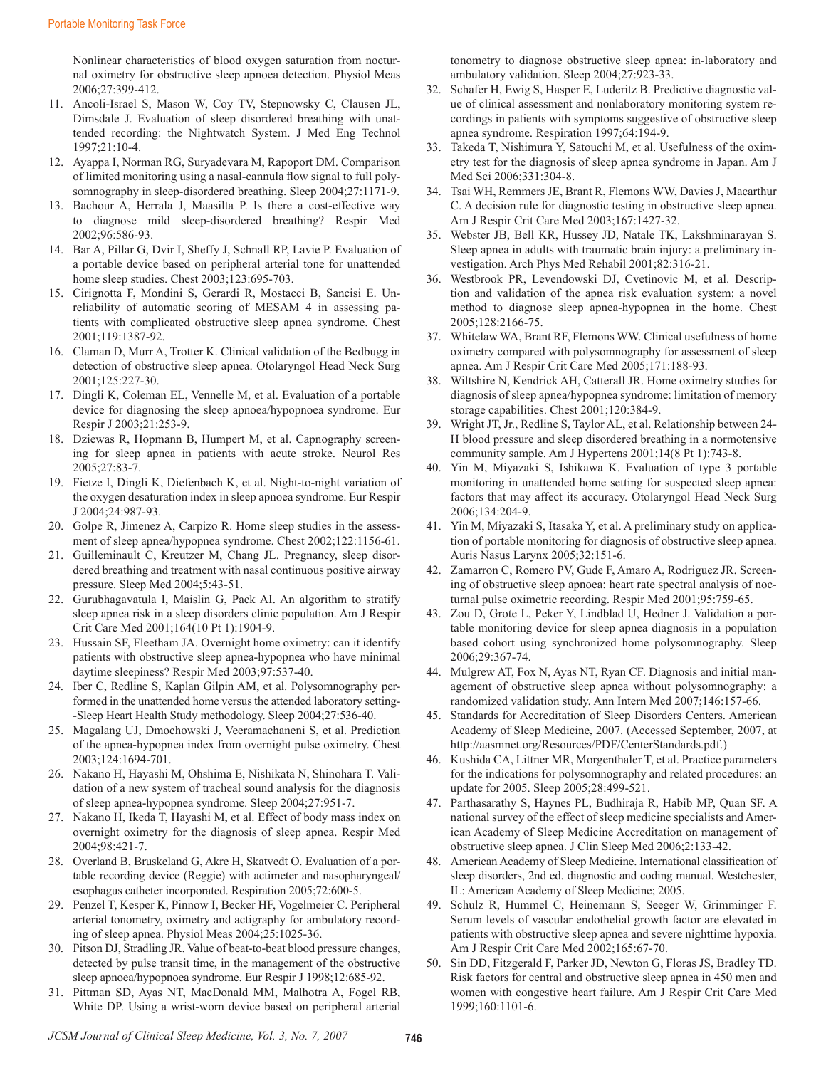Nonlinear characteristics of blood oxygen saturation from nocturnal oximetry for obstructive sleep apnoea detection. Physiol Meas 2006;27:399-412.

11. Ancoli-Israel S, Mason W, Coy TV, Stepnowsky C, Clausen JL, Dimsdale J. Evaluation of sleep disordered breathing with unattended recording: the Nightwatch System. J Med Eng Technol 1997;21:10-4.
12. Ayappa I, Norman RG, Suryadevara M, Rapoport DM. Comparison of limited monitoring using a nasal-cannula flow signal to full polysomnography in sleep-disordered breathing. Sleep 2004;27:1171-9.
13. Bachour A, Herrala J, Maasilta P. Is there a cost-effective way to diagnose mild sleep-disordered breathing? Respir Med 2002;96:586-93.
14. Bar A, Pillar G, Dvir I, Sheffy J, Schnall RP, Lavie P. Evaluation of a portable device based on peripheral arterial tone for unattended home sleep studies. Chest 2003;123:695-703.
15. Cirignotta F, Mondini S, Gerardi R, Mostacci B, Sancisi E. Unreliability of automatic scoring of MESAM 4 in assessing patients with complicated obstructive sleep apnea syndrome. Chest 2001;119:1387-92.
16. Claman D, Murr A, Trotter K. Clinical validation of the Bedbugg in detection of obstructive sleep apnea. Otolaryngol Head Neck Surg 2001;125:227-30.
17. Dingli K, Coleman EL, Vennelle M, et al. Evaluation of a portable device for diagnosing the sleep apnoea/hypopnoea syndrome. Eur Respir J 2003;21:253-9.
18. Dziewas R, Hopmann B, Humpert M, et al. Capnography screening for sleep apnea in patients with acute stroke. Neurol Res 2005;27:83-7.
19. Fietze I, Dingli K, Diefenbach K, et al. Night-to-night variation of the oxygen desaturation index in sleep apnoea syndrome. Eur Respir J 2004;24:987-93.
20. Golpe R, Jimenez A, Carpizo R. Home sleep studies in the assessment of sleep apnea/hypopnea syndrome. Chest 2002;122:1156-61.
21. Guilleminault C, Kreutzer M, Chang JL. Pregnancy, sleep disordered breathing and treatment with nasal continuous positive airway pressure. Sleep Med 2004;5:43-51.
22. Gurubhagavatula I, Maislin G, Pack AI. An algorithm to stratify sleep apnea risk in a sleep disorders clinic population. Am J Respir Crit Care Med 2001;164(10 Pt 1):1904-9.
23. Hussain SF, Fleetham JA. Overnight home oximetry: can it identify patients with obstructive sleep apnea-hypopnea who have minimal daytime sleepiness? Respir Med 2003;97:537-40.
24. Iber C, Redline S, Kaplan Gilpin AM, et al. Polysomnography performed in the unattended home versus the attended laboratory setting--Sleep Heart Health Study methodology. Sleep 2004;27:536-40.
25. Magalang UJ, Dmochowski J, Veeramachaneni S, et al. Prediction of the apnea-hypopnea index from overnight pulse oximetry. Chest 2003;124:1694-701.
26. Nakano H, Hayashi M, Ohshima E, Nishikata N, Shinohara T. Validation of a new system of tracheal sound analysis for the diagnosis of sleep apnea-hypopnea syndrome. Sleep 2004;27:951-7.
27. Nakano H, Ikeda T, Hayashi M, et al. Effect of body mass index on overnight oximetry for the diagnosis of sleep apnea. Respir Med 2004;98:421-7.
28. Overland B, Bruskeland G, Akre H, Skatvedt O. Evaluation of a portable recording device (Reggie) with actimeter and nasopharyngeal/esophagus catheter incorporated. Respiration 2005;72:600-5.
29. Penzel T, Kesper K, Pinnow I, Becker HF, Vogelmeier C. Peripheral arterial tonometry, oximetry and actigraphy for ambulatory recording of sleep apnea. Physiol Meas 2004;25:1025-36.
30. Pitson DJ, Stradling JR. Value of beat-to-beat blood pressure changes, detected by pulse transit time, in the management of the obstructive sleep apnoea/hypopnoea syndrome. Eur Respir J 1998;12:685-92.
31. Pittman SD, Ayas NT, MacDonald MM, Malhotra A, Fogel RB, White DP. Using a wrist-worn device based on peripheral arterial tonometry to diagnose obstructive sleep apnea: in-laboratory and ambulatory validation. Sleep 2004;27:923-33.
32. Schafer H, Ewig S, Hasper E, Luderitz B. Predictive diagnostic value of clinical assessment and nonlaboratory monitoring system recordings in patients with symptoms suggestive of obstructive sleep apnea syndrome. Respiration 1997;64:194-9.
33. Takeda T, Nishimura Y, Satouchi M, et al. Usefulness of the oximetry test for the diagnosis of sleep apnea syndrome in Japan. Am J Med Sci 2006;331:304-8.
34. Tsai WH, Remmers JE, Brant R, Flemons WW, Davies J, Macarthur C. A decision rule for diagnostic testing in obstructive sleep apnea. Am J Respir Crit Care Med 2003;167:1427-32.
35. Webster JB, Bell KR, Hussey JD, Natale TK, Lakshminarayan S. Sleep apnea in adults with traumatic brain injury: a preliminary investigation. Arch Phys Med Rehabil 2001;82:316-21.
36. Westbrook PR, Levendowski DJ, Cvetinovic M, et al. Description and validation of the apnea risk evaluation system: a novel method to diagnose sleep apnea-hypopnea in the home. Chest 2005;128:2166-75.
37. Whitelaw WA, Brant RF, Flemons WW. Clinical usefulness of home oximetry compared with polysomnography for assessment of sleep apnea. Am J Respir Crit Care Med 2005;171:188-93.
38. Wiltshire N, Kendrick AH, Catterall JR. Home oximetry studies for diagnosis of sleep apnea/hypopnea syndrome: limitation of memory storage capabilities. Chest 2001;120:384-9.
39. Wright JT, Jr., Redline S, Taylor AL, et al. Relationship between 24-H blood pressure and sleep disordered breathing in a normotensive community sample. Am J Hypertens 2001;14(8 Pt 1):743-8.
40. Yin M, Miyazaki S, Ishikawa K. Evaluation of type 3 portable monitoring in unattended home setting for suspected sleep apnea: factors that may affect its accuracy. Otolaryngol Head Neck Surg 2006;134:204-9.
41. Yin M, Miyazaki S, Itasaka Y, et al. A preliminary study on application of portable monitoring for diagnosis of obstructive sleep apnea. Auris Nasus Larynx 2005;32:151-6.
42. Zamarron C, Romero PV, Gude F, Amaro A, Rodriguez JR. Screening of obstructive sleep apnoea: heart rate spectral analysis of nocturnal pulse oximetric recording. Respir Med 2001;95:759-65.
43. Zou D, Grote L, Peker Y, Lindblad U, Hedner J. Validation a portable monitoring device for sleep apnea diagnosis in a population based cohort using synchronized home polysomnography. Sleep 2006;29:367-74.
44. Mulgrew AT, Fox N, Ayas NT, Ryan CF. Diagnosis and initial management of obstructive sleep apnea without polysomnography: a randomized validation study. Ann Intern Med 2007;146:157-66.
45. Standards for Accreditation of Sleep Disorders Centers. American Academy of Sleep Medicine, 2007. (Accessed September, 2007, at http://aasmnet.org/Resources/PDF/CenterStandards.pdf.)
46. Kushida CA, Littner MR, Morgenthaler T, et al. Practice parameters for the indications for polysomnography and related procedures: an update for 2005. Sleep 2005;28:499-521.
47. Parthasarathy S, Haynes PL, Budhiraja R, Habib MP, Quan SF. A national survey of the effect of sleep medicine specialists and American Academy of Sleep Medicine Accreditation on management of obstructive sleep apnea. J Clin Sleep Med 2006;2:133-42.
48. American Academy of Sleep Medicine. International classification of sleep disorders, 2nd ed. diagnostic and coding manual. Westchester, IL: American Academy of Sleep Medicine; 2005.
49. Schulz R, Hummel C, Heinemann S, Seeger W, Grimminger F. Serum levels of vascular endothelial growth factor are elevated in patients with obstructive sleep apnea and severe nighttime hypoxia. Am J Respir Crit Care Med 2002;165:67-70.
50. Sin DD, Fitzgerald F, Parker JD, Newton G, Floras JS, Bradley TD. Risk factors for central and obstructive sleep apnea in 450 men and women with congestive heart failure. Am J Respir Crit Care Med 1999;160:1101-6.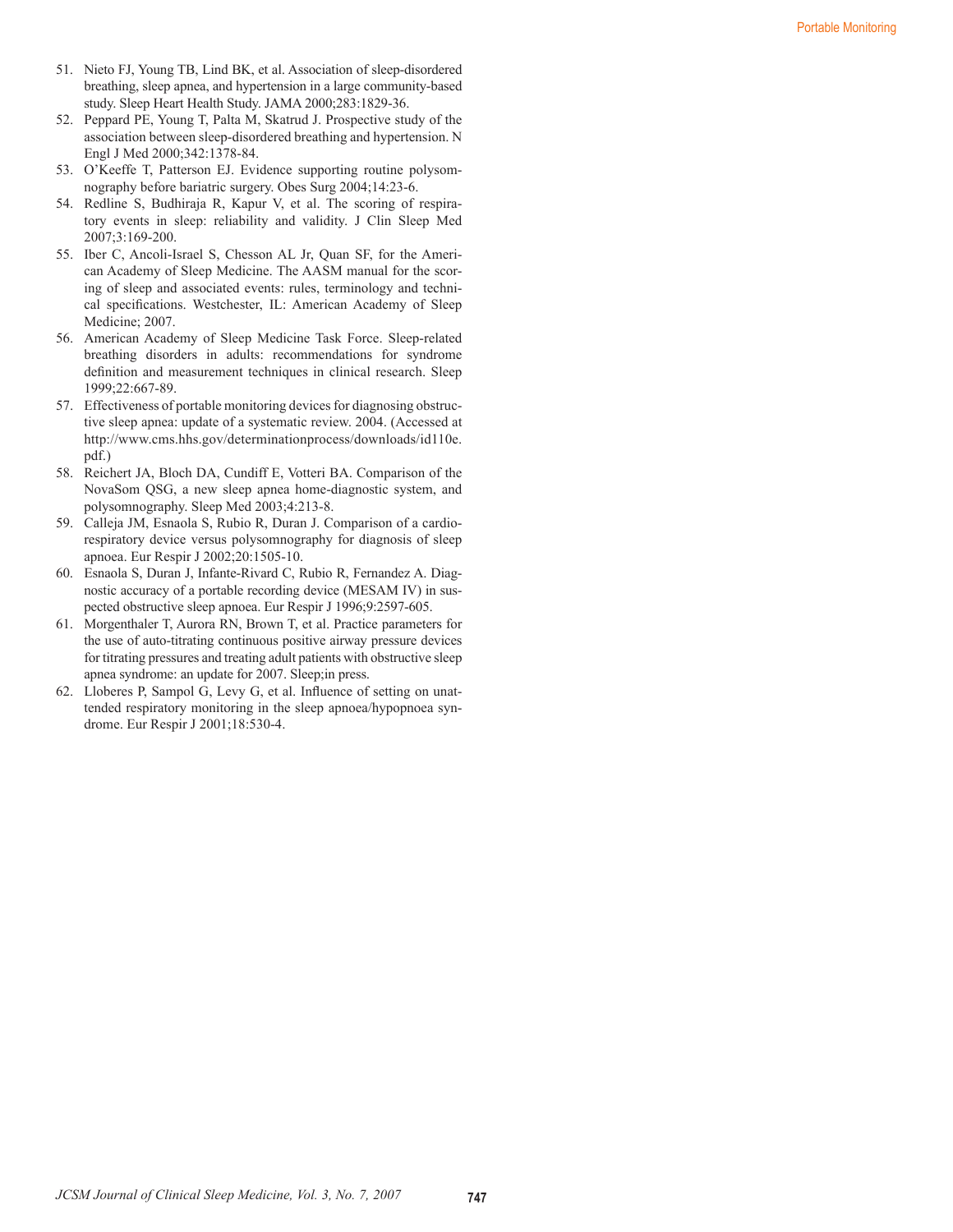51. Nieto FJ, Young TB, Lind BK, et al. Association of sleep-disordered breathing, sleep apnea, and hypertension in a large community-based study. Sleep Heart Health Study. JAMA 2000;283:1829-36.
52. Peppard PE, Young T, Palta M, Skatrud J. Prospective study of the association between sleep-disordered breathing and hypertension. N Engl J Med 2000;342:1378-84.
53. O'Keeffe T, Patterson EJ. Evidence supporting routine polysomnography before bariatric surgery. Obes Surg 2004;14:23-6.
54. Redline S, Budhiraja R, Kapur V, et al. The scoring of respiratory events in sleep: reliability and validity. J Clin Sleep Med 2007;3:169-200.
55. Iber C, Ancoli-Israel S, Chesson AL Jr, Quan SF, for the American Academy of Sleep Medicine. The AASM manual for the scoring of sleep and associated events: rules, terminology and technical specifications. Westchester, IL: American Academy of Sleep Medicine; 2007.
56. American Academy of Sleep Medicine Task Force. Sleep-related breathing disorders in adults: recommendations for syndrome definition and measurement techniques in clinical research. Sleep 1999;22:667-89.
57. Effectiveness of portable monitoring devices for diagnosing obstructive sleep apnea: update of a systematic review. 2004. (Accessed at http://www.cms.hhs.gov/determinationprocess/downloads/id110e.pdf.)
58. Reichert JA, Bloch DA, Cundiff E, Votteri BA. Comparison of the NovaSom QSG, a new sleep apnea home-diagnostic system, and polysomnography. Sleep Med 2003;4:213-8.
59. Calleja JM, Esnaola S, Rubio R, Duran J. Comparison of a cardiorespiratory device versus polysomnography for diagnosis of sleep apnoea. Eur Respir J 2002;20:1505-10.
60. Esnaola S, Duran J, Infante-Rivard C, Rubio R, Fernandez A. Diagnostic accuracy of a portable recording device (MESAM IV) in suspected obstructive sleep apnoea. Eur Respir J 1996;9:2597-605.
61. Morgenthaler T, Aurora RN, Brown T, et al. Practice parameters for the use of auto-titrating continuous positive airway pressure devices for titrating pressures and treating adult patients with obstructive sleep apnea syndrome: an update for 2007. Sleep;in press.
62. Lloberes P, Sampol G, Levy G, et al. Influence of setting on unattended respiratory monitoring in the sleep apnoea/hypopnoea syndrome. Eur Respir J 2001;18:530-4.